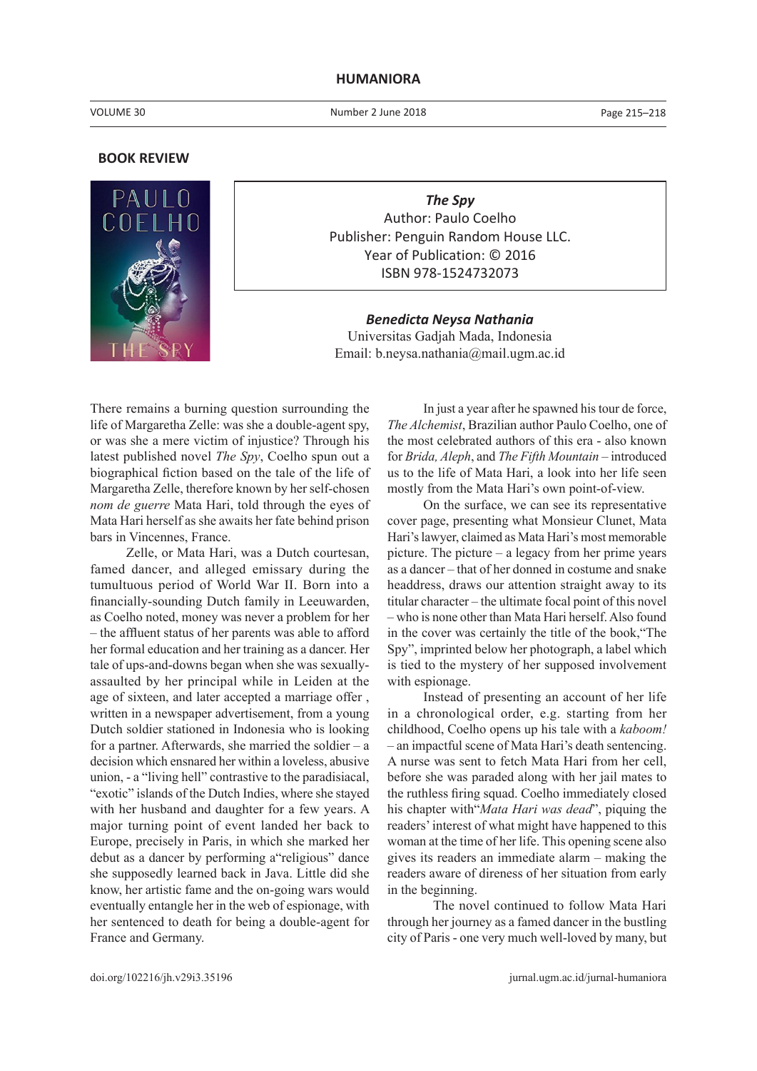## BOOK REVIEW

***The Spy***
Author: Paulo Coelho
Publisher: Penguin Random House LLC.
Year of Publication: © 2016
ISBN 978-1524732073

***Benedicta Neysa Nathania***
Universitas Gadjah Mada, Indonesia
Email: b.neysa.nathania@mail.ugm.ac.id

There remains a burning question surrounding the life of Margaretha Zelle: was she a double-agent spy, or was she a mere victim of injustice? Through his latest published novel *The Spy*, Coelho spun out a biographical fiction based on the tale of the life of Margaretha Zelle, therefore known by her self-chosen *nom de guerre* Mata Hari, told through the eyes of Mata Hari herself as she awaits her fate behind prison bars in Vincennes, France.

Zelle, or Mata Hari, was a Dutch courtesan, famed dancer, and alleged emissary during the tumultuous period of World War II. Born into a financially-sounding Dutch family in Leeuwarden, as Coelho noted, money was never a problem for her – the affluent status of her parents was able to afford her formal education and her training as a dancer. Her tale of ups-and-downs began when she was sexually-assaulted by her principal while in Leiden at the age of sixteen, and later accepted a marriage offer , written in a newspaper advertisement, from a young Dutch soldier stationed in Indonesia who is looking for a partner. Afterwards, she married the soldier – a decision which ensnared her within a loveless, abusive union, - a "living hell" contrastive to the paradisiacal, "exotic" islands of the Dutch Indies, where she stayed with her husband and daughter for a few years. A major turning point of event landed her back to Europe, precisely in Paris, in which she marked her debut as a dancer by performing a"religious" dance she supposedly learned back in Java. Little did she know, her artistic fame and the on-going wars would eventually entangle her in the web of espionage, with her sentenced to death for being a double-agent for France and Germany.

In just a year after he spawned his tour de force, *The Alchemist*, Brazilian author Paulo Coelho, one of the most celebrated authors of this era - also known for *Brida, Aleph*, and *The Fifth Mountain* – introduced us to the life of Mata Hari, a look into her life seen mostly from the Mata Hari's own point-of-view.

On the surface, we can see its representative cover page, presenting what Monsieur Clunet, Mata Hari's lawyer, claimed as Mata Hari's most memorable picture. The picture – a legacy from her prime years as a dancer – that of her donned in costume and snake headdress, draws our attention straight away to its titular character – the ultimate focal point of this novel – who is none other than Mata Hari herself. Also found in the cover was certainly the title of the book,"The Spy", imprinted below her photograph, a label which is tied to the mystery of her supposed involvement with espionage.

Instead of presenting an account of her life in a chronological order, e.g. starting from her childhood, Coelho opens up his tale with a *kaboom!* – an impactful scene of Mata Hari's death sentencing. A nurse was sent to fetch Mata Hari from her cell, before she was paraded along with her jail mates to the ruthless firing squad. Coelho immediately closed his chapter with"*Mata Hari was dead*", piquing the readers' interest of what might have happened to this woman at the time of her life. This opening scene also gives its readers an immediate alarm – making the readers aware of direness of her situation from early in the beginning.

The novel continued to follow Mata Hari through her journey as a famed dancer in the bustling city of Paris - one very much well-loved by many, but

doi.org/102216/jh.v29i3.35196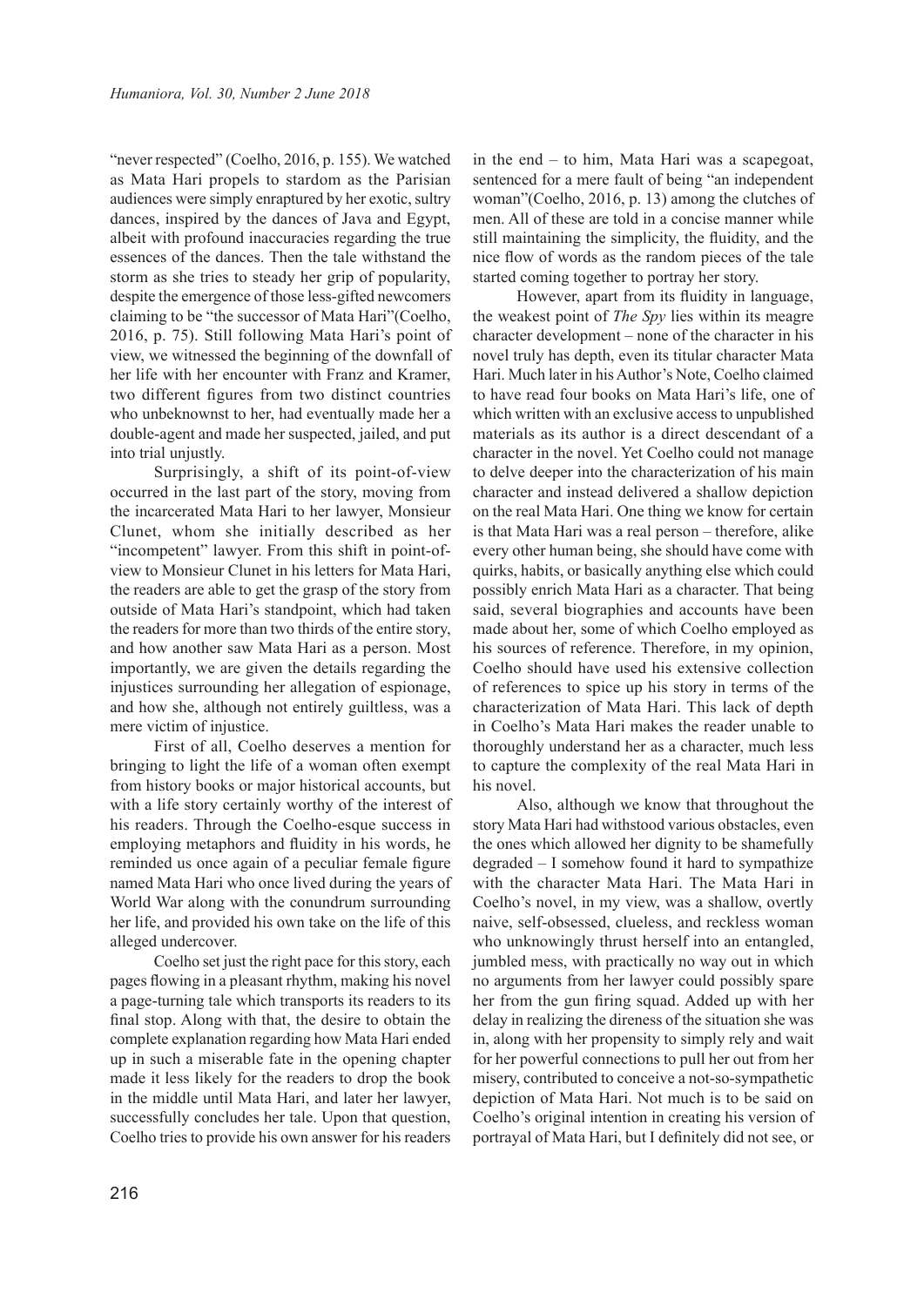"never respected" (Coelho, 2016, p. 155). We watched as Mata Hari propels to stardom as the Parisian audiences were simply enraptured by her exotic, sultry dances, inspired by the dances of Java and Egypt, albeit with profound inaccuracies regarding the true essences of the dances. Then the tale withstand the storm as she tries to steady her grip of popularity, despite the emergence of those less-gifted newcomers claiming to be "the successor of Mata Hari"(Coelho, 2016, p. 75). Still following Mata Hari's point of view, we witnessed the beginning of the downfall of her life with her encounter with Franz and Kramer, two different figures from two distinct countries who unbeknownst to her, had eventually made her a double-agent and made her suspected, jailed, and put into trial unjustly.

Surprisingly, a shift of its point-of-view occurred in the last part of the story, moving from the incarcerated Mata Hari to her lawyer, Monsieur Clunet, whom she initially described as her "incompetent" lawyer. From this shift in point-of-view to Monsieur Clunet in his letters for Mata Hari, the readers are able to get the grasp of the story from outside of Mata Hari's standpoint, which had taken the readers for more than two thirds of the entire story, and how another saw Mata Hari as a person. Most importantly, we are given the details regarding the injustices surrounding her allegation of espionage, and how she, although not entirely guiltless, was a mere victim of injustice.

First of all, Coelho deserves a mention for bringing to light the life of a woman often exempt from history books or major historical accounts, but with a life story certainly worthy of the interest of his readers. Through the Coelho-esque success in employing metaphors and fluidity in his words, he reminded us once again of a peculiar female figure named Mata Hari who once lived during the years of World War along with the conundrum surrounding her life, and provided his own take on the life of this alleged undercover.

Coelho set just the right pace for this story, each pages flowing in a pleasant rhythm, making his novel a page-turning tale which transports its readers to its final stop. Along with that, the desire to obtain the complete explanation regarding how Mata Hari ended up in such a miserable fate in the opening chapter made it less likely for the readers to drop the book in the middle until Mata Hari, and later her lawyer, successfully concludes her tale. Upon that question, Coelho tries to provide his own answer for his readers in the end – to him, Mata Hari was a scapegoat, sentenced for a mere fault of being "an independent woman"(Coelho, 2016, p. 13) among the clutches of men. All of these are told in a concise manner while still maintaining the simplicity, the fluidity, and the nice flow of words as the random pieces of the tale started coming together to portray her story.

However, apart from its fluidity in language, the weakest point of *The Spy* lies within its meagre character development – none of the character in his novel truly has depth, even its titular character Mata Hari. Much later in his Author's Note, Coelho claimed to have read four books on Mata Hari's life, one of which written with an exclusive access to unpublished materials as its author is a direct descendant of a character in the novel. Yet Coelho could not manage to delve deeper into the characterization of his main character and instead delivered a shallow depiction on the real Mata Hari. One thing we know for certain is that Mata Hari was a real person – therefore, alike every other human being, she should have come with quirks, habits, or basically anything else which could possibly enrich Mata Hari as a character. That being said, several biographies and accounts have been made about her, some of which Coelho employed as his sources of reference. Therefore, in my opinion, Coelho should have used his extensive collection of references to spice up his story in terms of the characterization of Mata Hari. This lack of depth in Coelho's Mata Hari makes the reader unable to thoroughly understand her as a character, much less to capture the complexity of the real Mata Hari in his novel.

Also, although we know that throughout the story Mata Hari had withstood various obstacles, even the ones which allowed her dignity to be shamefully degraded – I somehow found it hard to sympathize with the character Mata Hari. The Mata Hari in Coelho's novel, in my view, was a shallow, overtly naive, self-obsessed, clueless, and reckless woman who unknowingly thrust herself into an entangled, jumbled mess, with practically no way out in which no arguments from her lawyer could possibly spare her from the gun firing squad. Added up with her delay in realizing the direness of the situation she was in, along with her propensity to simply rely and wait for her powerful connections to pull her out from her misery, contributed to conceive a not-so-sympathetic depiction of Mata Hari. Not much is to be said on Coelho's original intention in creating his version of portrayal of Mata Hari, but I definitely did not see, or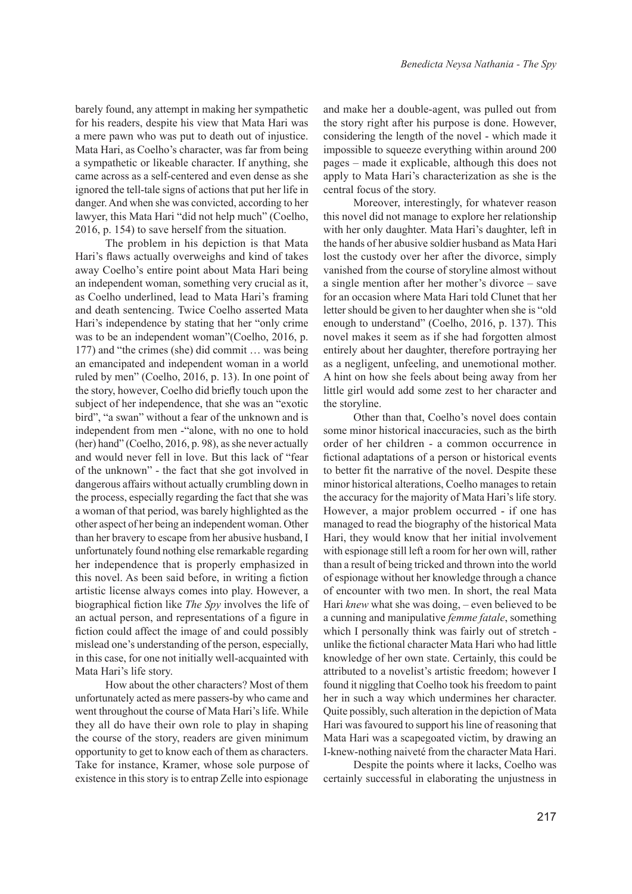barely found, any attempt in making her sympathetic for his readers, despite his view that Mata Hari was a mere pawn who was put to death out of injustice. Mata Hari, as Coelho's character, was far from being a sympathetic or likeable character. If anything, she came across as a self-centered and even dense as she ignored the tell-tale signs of actions that put her life in danger. And when she was convicted, according to her lawyer, this Mata Hari "did not help much" (Coelho, 2016, p. 154) to save herself from the situation.

The problem in his depiction is that Mata Hari's flaws actually overweighs and kind of takes away Coelho's entire point about Mata Hari being an independent woman, something very crucial as it, as Coelho underlined, lead to Mata Hari's framing and death sentencing. Twice Coelho asserted Mata Hari's independence by stating that her "only crime was to be an independent woman"(Coelho, 2016, p. 177) and "the crimes (she) did commit … was being an emancipated and independent woman in a world ruled by men" (Coelho, 2016, p. 13). In one point of the story, however, Coelho did briefly touch upon the subject of her independence, that she was an "exotic bird", "a swan" without a fear of the unknown and is independent from men -"alone, with no one to hold (her) hand" (Coelho, 2016, p. 98), as she never actually and would never fell in love. But this lack of "fear of the unknown" - the fact that she got involved in dangerous affairs without actually crumbling down in the process, especially regarding the fact that she was a woman of that period, was barely highlighted as the other aspect of her being an independent woman. Other than her bravery to escape from her abusive husband, I unfortunately found nothing else remarkable regarding her independence that is properly emphasized in this novel. As been said before, in writing a fiction artistic license always comes into play. However, a biographical fiction like *The Spy* involves the life of an actual person, and representations of a figure in fiction could affect the image of and could possibly mislead one's understanding of the person, especially, in this case, for one not initially well-acquainted with Mata Hari's life story.

How about the other characters? Most of them unfortunately acted as mere passers-by who came and went throughout the course of Mata Hari's life. While they all do have their own role to play in shaping the course of the story, readers are given minimum opportunity to get to know each of them as characters. Take for instance, Kramer, whose sole purpose of existence in this story is to entrap Zelle into espionage and make her a double-agent, was pulled out from the story right after his purpose is done. However, considering the length of the novel - which made it impossible to squeeze everything within around 200 pages – made it explicable, although this does not apply to Mata Hari's characterization as she is the central focus of the story.

Moreover, interestingly, for whatever reason this novel did not manage to explore her relationship with her only daughter. Mata Hari's daughter, left in the hands of her abusive soldier husband as Mata Hari lost the custody over her after the divorce, simply vanished from the course of storyline almost without a single mention after her mother's divorce – save for an occasion where Mata Hari told Clunet that her letter should be given to her daughter when she is "old enough to understand" (Coelho, 2016, p. 137). This novel makes it seem as if she had forgotten almost entirely about her daughter, therefore portraying her as a negligent, unfeeling, and unemotional mother. A hint on how she feels about being away from her little girl would add some zest to her character and the storyline.

Other than that, Coelho's novel does contain some minor historical inaccuracies, such as the birth order of her children - a common occurrence in fictional adaptations of a person or historical events to better fit the narrative of the novel. Despite these minor historical alterations, Coelho manages to retain the accuracy for the majority of Mata Hari's life story. However, a major problem occurred - if one has managed to read the biography of the historical Mata Hari, they would know that her initial involvement with espionage still left a room for her own will, rather than a result of being tricked and thrown into the world of espionage without her knowledge through a chance of encounter with two men. In short, the real Mata Hari *knew* what she was doing, – even believed to be a cunning and manipulative *femme fatale*, something which I personally think was fairly out of stretch - unlike the fictional character Mata Hari who had little knowledge of her own state. Certainly, this could be attributed to a novelist's artistic freedom; however I found it niggling that Coelho took his freedom to paint her in such a way which undermines her character. Quite possibly, such alteration in the depiction of Mata Hari was favoured to support his line of reasoning that Mata Hari was a scapegoated victim, by drawing an I-knew-nothing naiveté from the character Mata Hari.

Despite the points where it lacks, Coelho was certainly successful in elaborating the unjustness in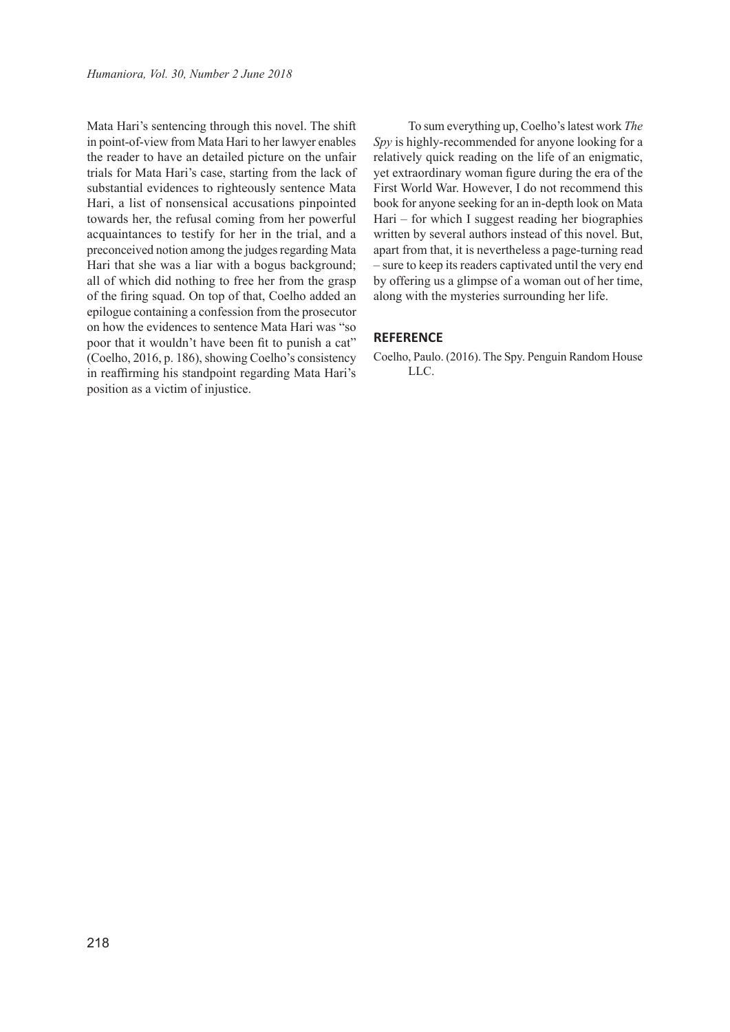Mata Hari's sentencing through this novel. The shift in point-of-view from Mata Hari to her lawyer enables the reader to have an detailed picture on the unfair trials for Mata Hari's case, starting from the lack of substantial evidences to righteously sentence Mata Hari, a list of nonsensical accusations pinpointed towards her, the refusal coming from her powerful acquaintances to testify for her in the trial, and a preconceived notion among the judges regarding Mata Hari that she was a liar with a bogus background; all of which did nothing to free her from the grasp of the firing squad. On top of that, Coelho added an epilogue containing a confession from the prosecutor on how the evidences to sentence Mata Hari was "so poor that it wouldn't have been fit to punish a cat" (Coelho, 2016, p. 186), showing Coelho's consistency in reaffirming his standpoint regarding Mata Hari's position as a victim of injustice.

To sum everything up, Coelho's latest work *The Spy* is highly-recommended for anyone looking for a relatively quick reading on the life of an enigmatic, yet extraordinary woman figure during the era of the First World War. However, I do not recommend this book for anyone seeking for an in-depth look on Mata Hari – for which I suggest reading her biographies written by several authors instead of this novel. But, apart from that, it is nevertheless a page-turning read – sure to keep its readers captivated until the very end by offering us a glimpse of a woman out of her time, along with the mysteries surrounding her life.

## REFERENCE

Coelho, Paulo. (2016). The Spy. Penguin Random House LLC.